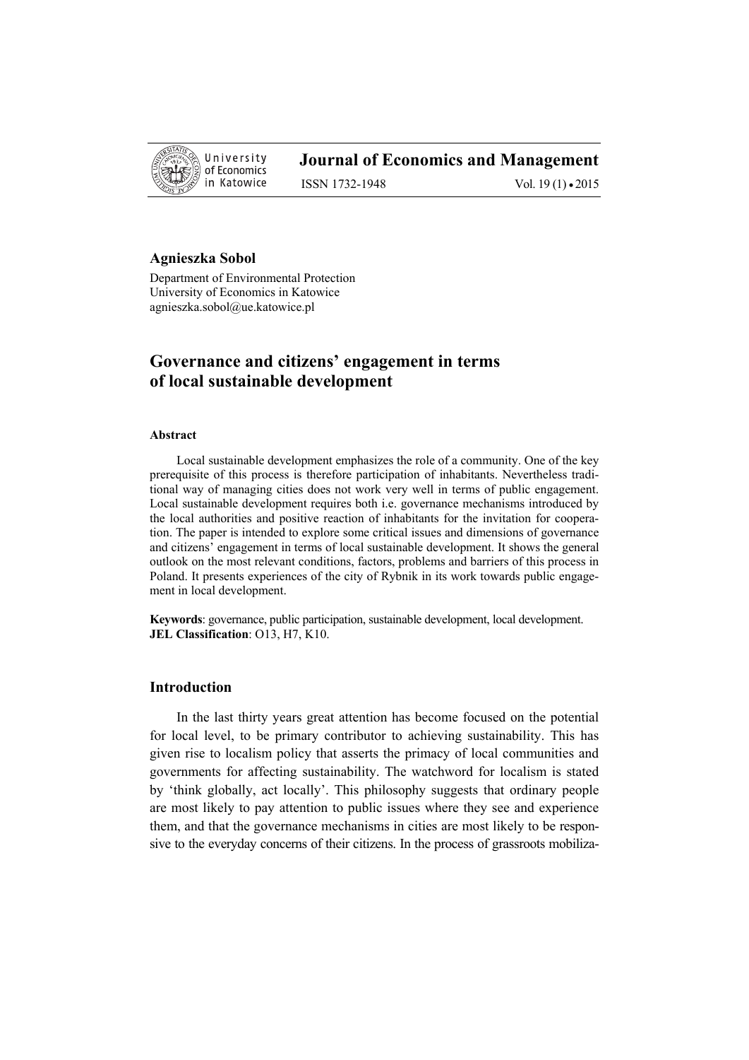**Agnieszka Sobol**

Department of Environmental Protection
University of Economics in Katowice
agnieszka.sobol@ue.katowice.pl

# Governance and citizens' engagement in terms of local sustainable development

#### Abstract

Local sustainable development emphasizes the role of a community. One of the key prerequisite of this process is therefore participation of inhabitants. Nevertheless traditional way of managing cities does not work very well in terms of public engagement. Local sustainable development requires both i.e. governance mechanisms introduced by the local authorities and positive reaction of inhabitants for the invitation for cooperation. The paper is intended to explore some critical issues and dimensions of governance and citizens' engagement in terms of local sustainable development. It shows the general outlook on the most relevant conditions, factors, problems and barriers of this process in Poland. It presents experiences of the city of Rybnik in its work towards public engagement in local development.

**Keywords**: governance, public participation, sustainable development, local development.
**JEL Classification**: O13, H7, K10.

## Introduction

In the last thirty years great attention has become focused on the potential for local level, to be primary contributor to achieving sustainability. This has given rise to localism policy that asserts the primacy of local communities and governments for affecting sustainability. The watchword for localism is stated by 'think globally, act locally'. This philosophy suggests that ordinary people are most likely to pay attention to public issues where they see and experience them, and that the governance mechanisms in cities are most likely to be responsive to the everyday concerns of their citizens. In the process of grassroots mobiliza-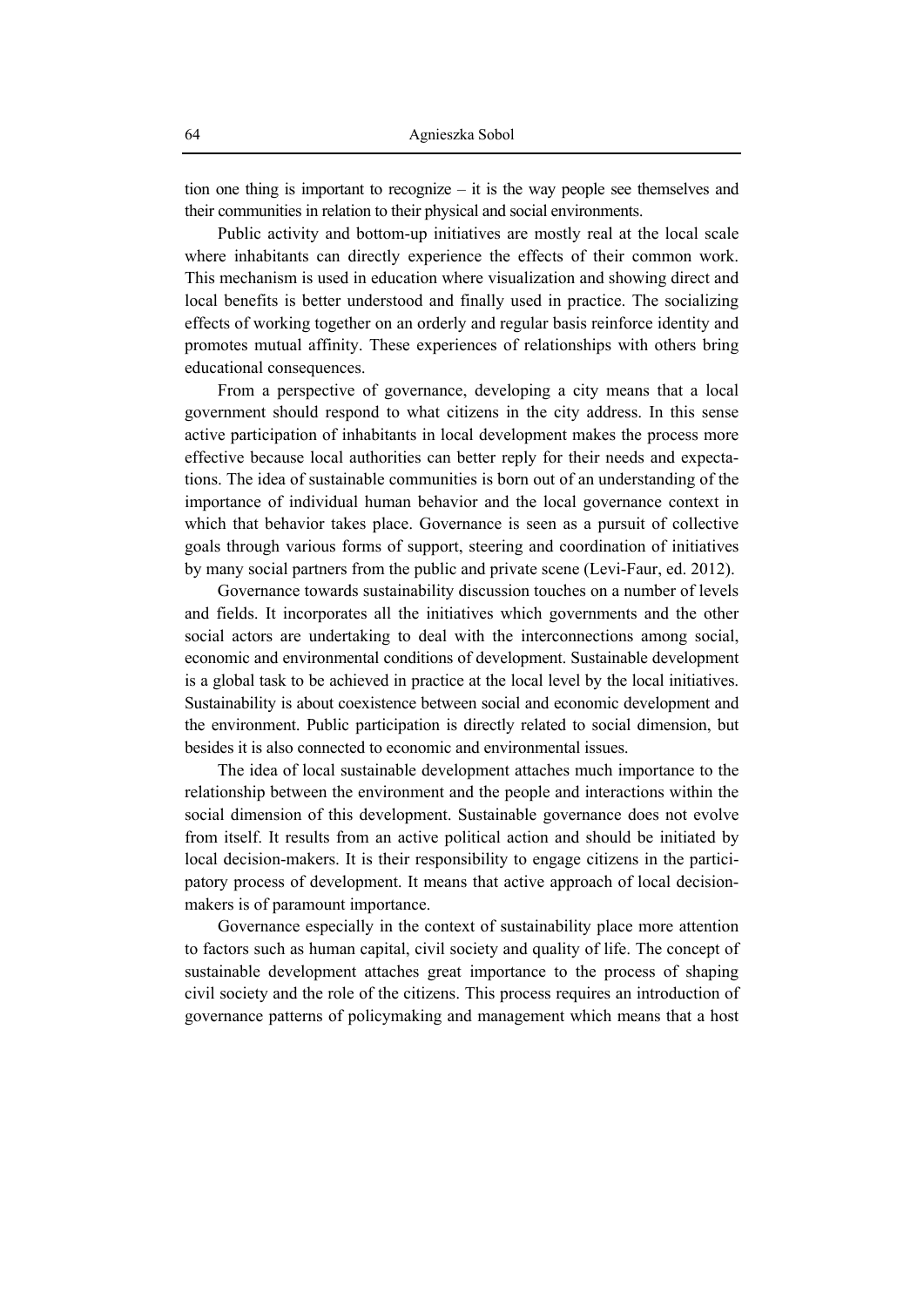tion one thing is important to recognize – it is the way people see themselves and their communities in relation to their physical and social environments.

Public activity and bottom-up initiatives are mostly real at the local scale where inhabitants can directly experience the effects of their common work. This mechanism is used in education where visualization and showing direct and local benefits is better understood and finally used in practice. The socializing effects of working together on an orderly and regular basis reinforce identity and promotes mutual affinity. These experiences of relationships with others bring educational consequences.

From a perspective of governance, developing a city means that a local government should respond to what citizens in the city address. In this sense active participation of inhabitants in local development makes the process more effective because local authorities can better reply for their needs and expectations. The idea of sustainable communities is born out of an understanding of the importance of individual human behavior and the local governance context in which that behavior takes place. Governance is seen as a pursuit of collective goals through various forms of support, steering and coordination of initiatives by many social partners from the public and private scene (Levi-Faur, ed. 2012).

Governance towards sustainability discussion touches on a number of levels and fields. It incorporates all the initiatives which governments and the other social actors are undertaking to deal with the interconnections among social, economic and environmental conditions of development. Sustainable development is a global task to be achieved in practice at the local level by the local initiatives. Sustainability is about coexistence between social and economic development and the environment. Public participation is directly related to social dimension, but besides it is also connected to economic and environmental issues.

The idea of local sustainable development attaches much importance to the relationship between the environment and the people and interactions within the social dimension of this development. Sustainable governance does not evolve from itself. It results from an active political action and should be initiated by local decision-makers. It is their responsibility to engage citizens in the participatory process of development. It means that active approach of local decision-makers is of paramount importance.

Governance especially in the context of sustainability place more attention to factors such as human capital, civil society and quality of life. The concept of sustainable development attaches great importance to the process of shaping civil society and the role of the citizens. This process requires an introduction of governance patterns of policymaking and management which means that a host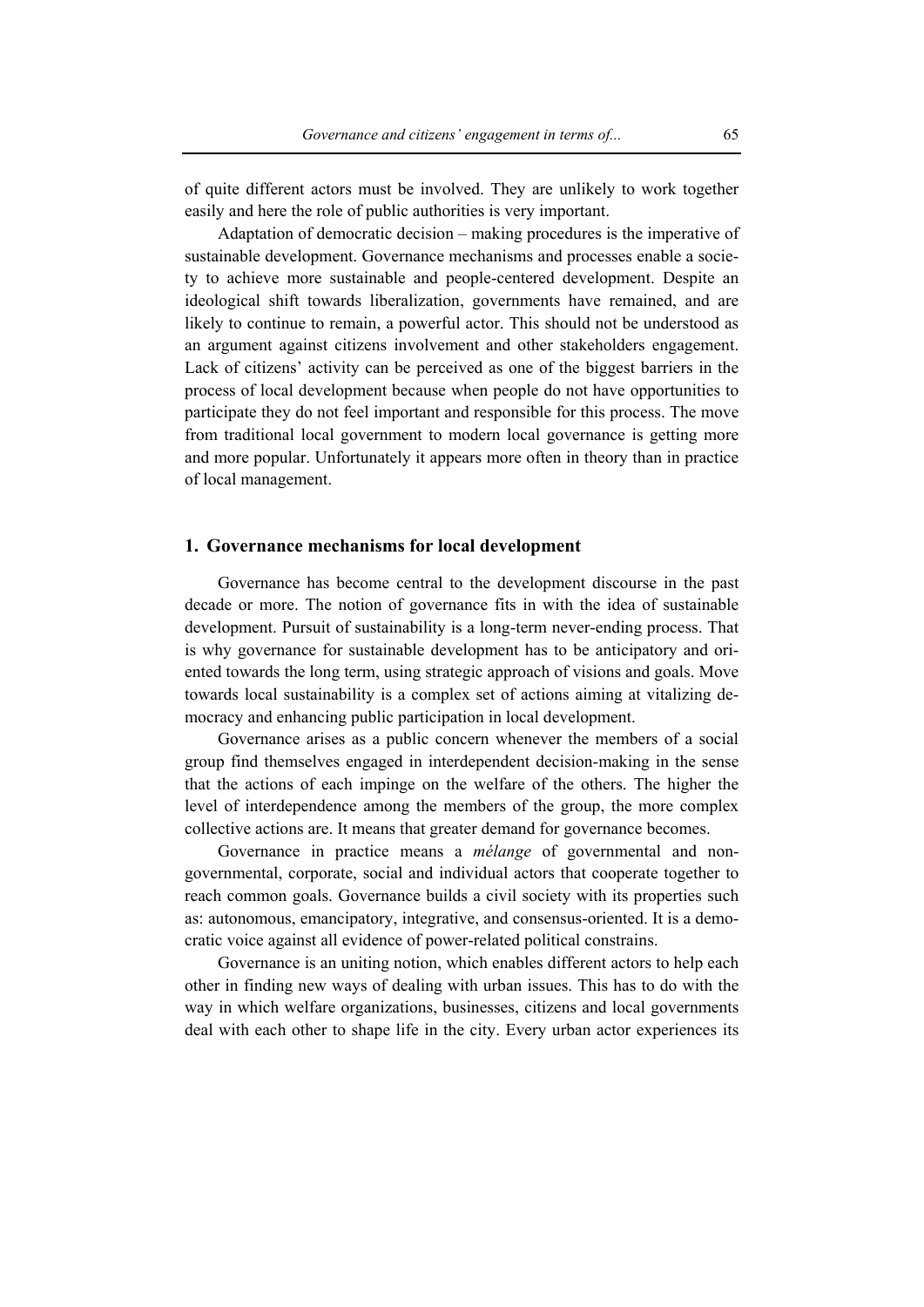of quite different actors must be involved. They are unlikely to work together easily and here the role of public authorities is very important.

Adaptation of democratic decision – making procedures is the imperative of sustainable development. Governance mechanisms and processes enable a society to achieve more sustainable and people-centered development. Despite an ideological shift towards liberalization, governments have remained, and are likely to continue to remain, a powerful actor. This should not be understood as an argument against citizens involvement and other stakeholders engagement. Lack of citizens' activity can be perceived as one of the biggest barriers in the process of local development because when people do not have opportunities to participate they do not feel important and responsible for this process. The move from traditional local government to modern local governance is getting more and more popular. Unfortunately it appears more often in theory than in practice of local management.

## 1. Governance mechanisms for local development

Governance has become central to the development discourse in the past decade or more. The notion of governance fits in with the idea of sustainable development. Pursuit of sustainability is a long-term never-ending process. That is why governance for sustainable development has to be anticipatory and oriented towards the long term, using strategic approach of visions and goals. Move towards local sustainability is a complex set of actions aiming at vitalizing democracy and enhancing public participation in local development.

Governance arises as a public concern whenever the members of a social group find themselves engaged in interdependent decision-making in the sense that the actions of each impinge on the welfare of the others. The higher the level of interdependence among the members of the group, the more complex collective actions are. It means that greater demand for governance becomes.

Governance in practice means a *mélange* of governmental and non-governmental, corporate, social and individual actors that cooperate together to reach common goals. Governance builds a civil society with its properties such as: autonomous, emancipatory, integrative, and consensus-oriented. It is a democratic voice against all evidence of power-related political constrains.

Governance is an uniting notion, which enables different actors to help each other in finding new ways of dealing with urban issues. This has to do with the way in which welfare organizations, businesses, citizens and local governments deal with each other to shape life in the city. Every urban actor experiences its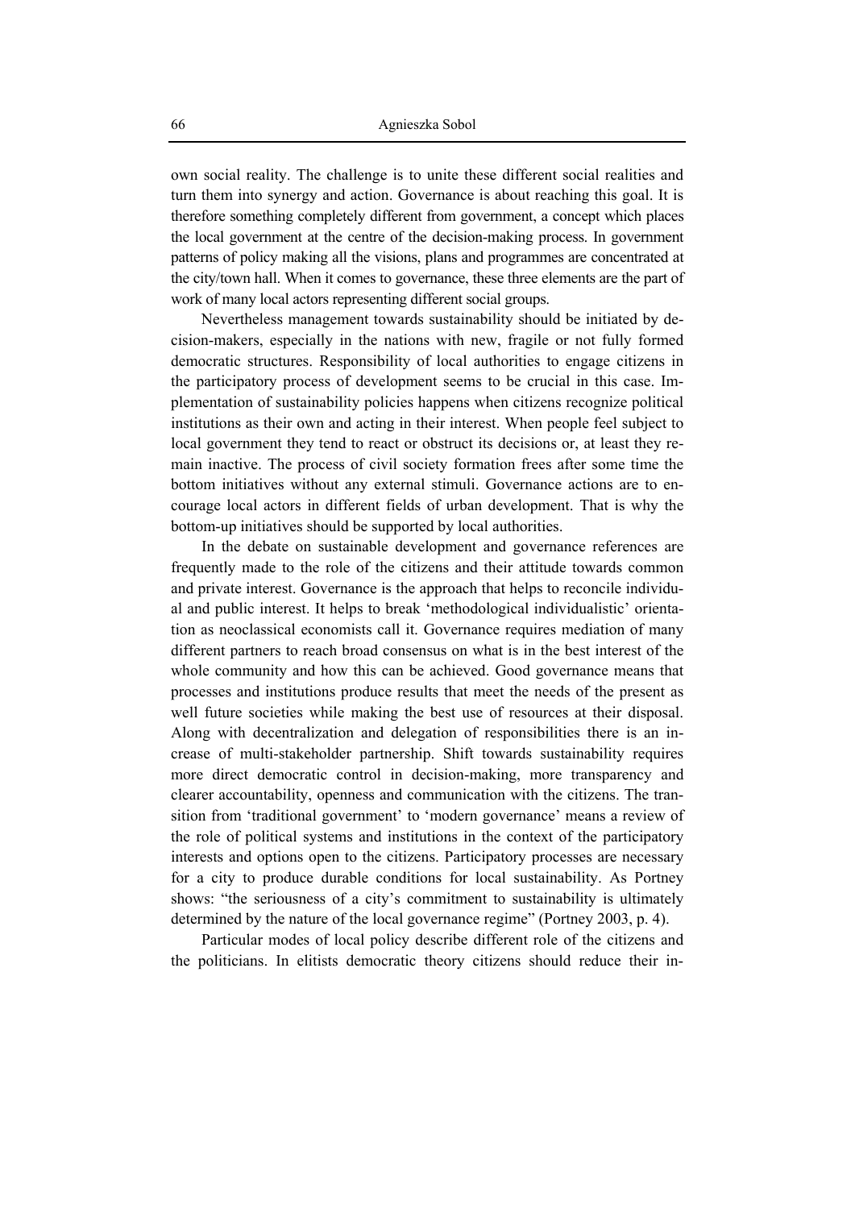own social reality. The challenge is to unite these different social realities and turn them into synergy and action. Governance is about reaching this goal. It is therefore something completely different from government, a concept which places the local government at the centre of the decision-making process. In government patterns of policy making all the visions, plans and programmes are concentrated at the city/town hall. When it comes to governance, these three elements are the part of work of many local actors representing different social groups.

Nevertheless management towards sustainability should be initiated by decision-makers, especially in the nations with new, fragile or not fully formed democratic structures. Responsibility of local authorities to engage citizens in the participatory process of development seems to be crucial in this case. Implementation of sustainability policies happens when citizens recognize political institutions as their own and acting in their interest. When people feel subject to local government they tend to react or obstruct its decisions or, at least they remain inactive. The process of civil society formation frees after some time the bottom initiatives without any external stimuli. Governance actions are to encourage local actors in different fields of urban development. That is why the bottom-up initiatives should be supported by local authorities.

In the debate on sustainable development and governance references are frequently made to the role of the citizens and their attitude towards common and private interest. Governance is the approach that helps to reconcile individual and public interest. It helps to break 'methodological individualistic' orientation as neoclassical economists call it. Governance requires mediation of many different partners to reach broad consensus on what is in the best interest of the whole community and how this can be achieved. Good governance means that processes and institutions produce results that meet the needs of the present as well future societies while making the best use of resources at their disposal. Along with decentralization and delegation of responsibilities there is an increase of multi-stakeholder partnership. Shift towards sustainability requires more direct democratic control in decision-making, more transparency and clearer accountability, openness and communication with the citizens. The transition from 'traditional government' to 'modern governance' means a review of the role of political systems and institutions in the context of the participatory interests and options open to the citizens. Participatory processes are necessary for a city to produce durable conditions for local sustainability. As Portney shows: "the seriousness of a city's commitment to sustainability is ultimately determined by the nature of the local governance regime" (Portney 2003, p. 4).

Particular modes of local policy describe different role of the citizens and the politicians. In elitists democratic theory citizens should reduce their in-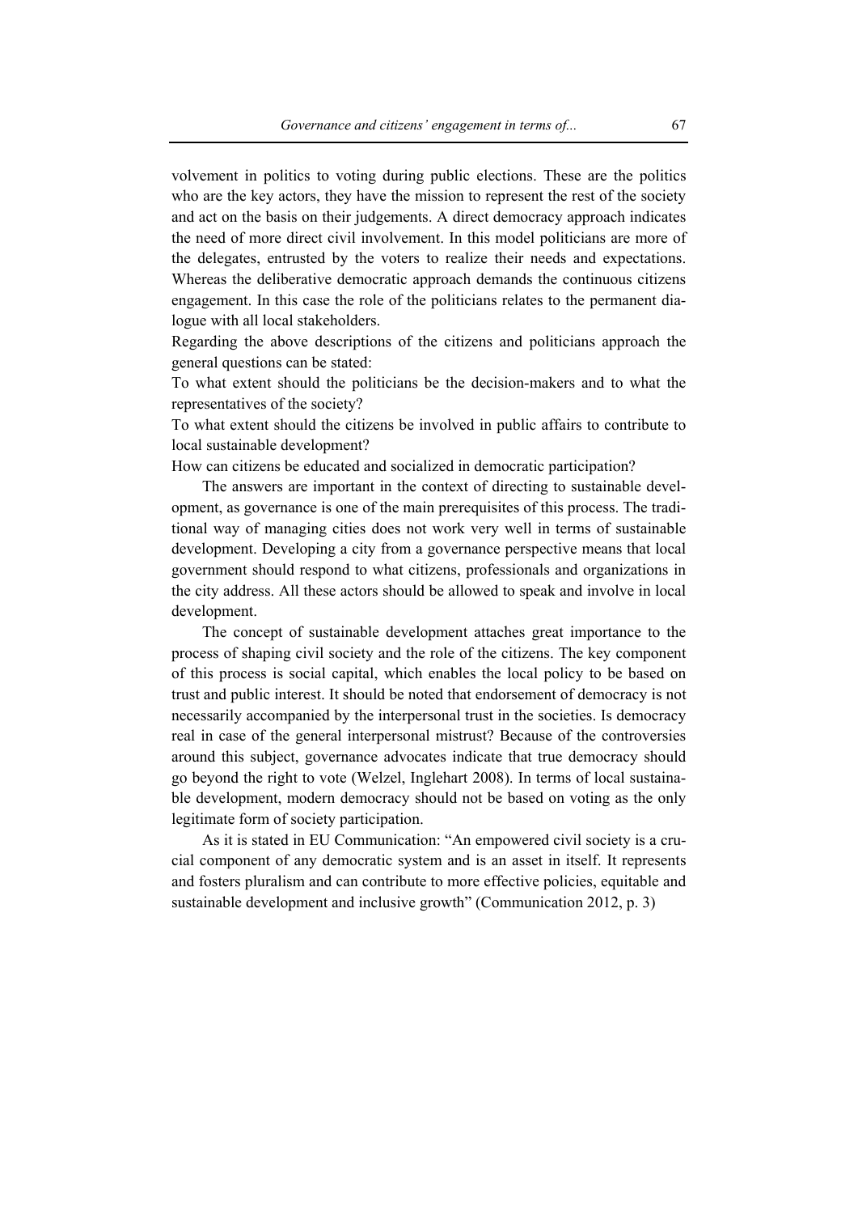volvement in politics to voting during public elections. These are the politics who are the key actors, they have the mission to represent the rest of the society and act on the basis on their judgements. A direct democracy approach indicates the need of more direct civil involvement. In this model politicians are more of the delegates, entrusted by the voters to realize their needs and expectations. Whereas the deliberative democratic approach demands the continuous citizens engagement. In this case the role of the politicians relates to the permanent dialogue with all local stakeholders.

Regarding the above descriptions of the citizens and politicians approach the general questions can be stated:

To what extent should the politicians be the decision-makers and to what the representatives of the society?

To what extent should the citizens be involved in public affairs to contribute to local sustainable development?

How can citizens be educated and socialized in democratic participation?

The answers are important in the context of directing to sustainable development, as governance is one of the main prerequisites of this process. The traditional way of managing cities does not work very well in terms of sustainable development. Developing a city from a governance perspective means that local government should respond to what citizens, professionals and organizations in the city address. All these actors should be allowed to speak and involve in local development.

The concept of sustainable development attaches great importance to the process of shaping civil society and the role of the citizens. The key component of this process is social capital, which enables the local policy to be based on trust and public interest. It should be noted that endorsement of democracy is not necessarily accompanied by the interpersonal trust in the societies. Is democracy real in case of the general interpersonal mistrust? Because of the controversies around this subject, governance advocates indicate that true democracy should go beyond the right to vote (Welzel, Inglehart 2008). In terms of local sustainable development, modern democracy should not be based on voting as the only legitimate form of society participation.

As it is stated in EU Communication: "An empowered civil society is a crucial component of any democratic system and is an asset in itself. It represents and fosters pluralism and can contribute to more effective policies, equitable and sustainable development and inclusive growth" (Communication 2012, p. 3)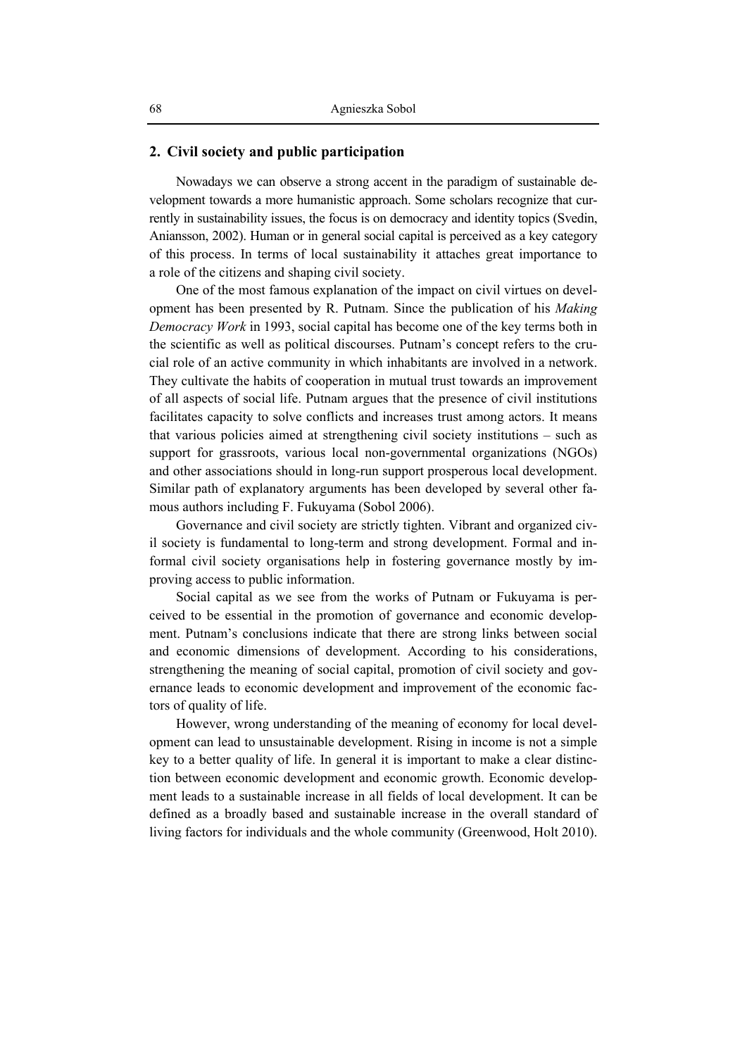## 2. Civil society and public participation

Nowadays we can observe a strong accent in the paradigm of sustainable development towards a more humanistic approach. Some scholars recognize that currently in sustainability issues, the focus is on democracy and identity topics (Svedin, Aniansson, 2002). Human or in general social capital is perceived as a key category of this process. In terms of local sustainability it attaches great importance to a role of the citizens and shaping civil society.

One of the most famous explanation of the impact on civil virtues on development has been presented by R. Putnam. Since the publication of his *Making Democracy Work* in 1993, social capital has become one of the key terms both in the scientific as well as political discourses. Putnam's concept refers to the crucial role of an active community in which inhabitants are involved in a network. They cultivate the habits of cooperation in mutual trust towards an improvement of all aspects of social life. Putnam argues that the presence of civil institutions facilitates capacity to solve conflicts and increases trust among actors. It means that various policies aimed at strengthening civil society institutions – such as support for grassroots, various local non-governmental organizations (NGOs) and other associations should in long-run support prosperous local development. Similar path of explanatory arguments has been developed by several other famous authors including F. Fukuyama (Sobol 2006).

Governance and civil society are strictly tighten. Vibrant and organized civil society is fundamental to long-term and strong development. Formal and informal civil society organisations help in fostering governance mostly by improving access to public information.

Social capital as we see from the works of Putnam or Fukuyama is perceived to be essential in the promotion of governance and economic development. Putnam's conclusions indicate that there are strong links between social and economic dimensions of development. According to his considerations, strengthening the meaning of social capital, promotion of civil society and governance leads to economic development and improvement of the economic factors of quality of life.

However, wrong understanding of the meaning of economy for local development can lead to unsustainable development. Rising in income is not a simple key to a better quality of life. In general it is important to make a clear distinction between economic development and economic growth. Economic development leads to a sustainable increase in all fields of local development. It can be defined as a broadly based and sustainable increase in the overall standard of living factors for individuals and the whole community (Greenwood, Holt 2010).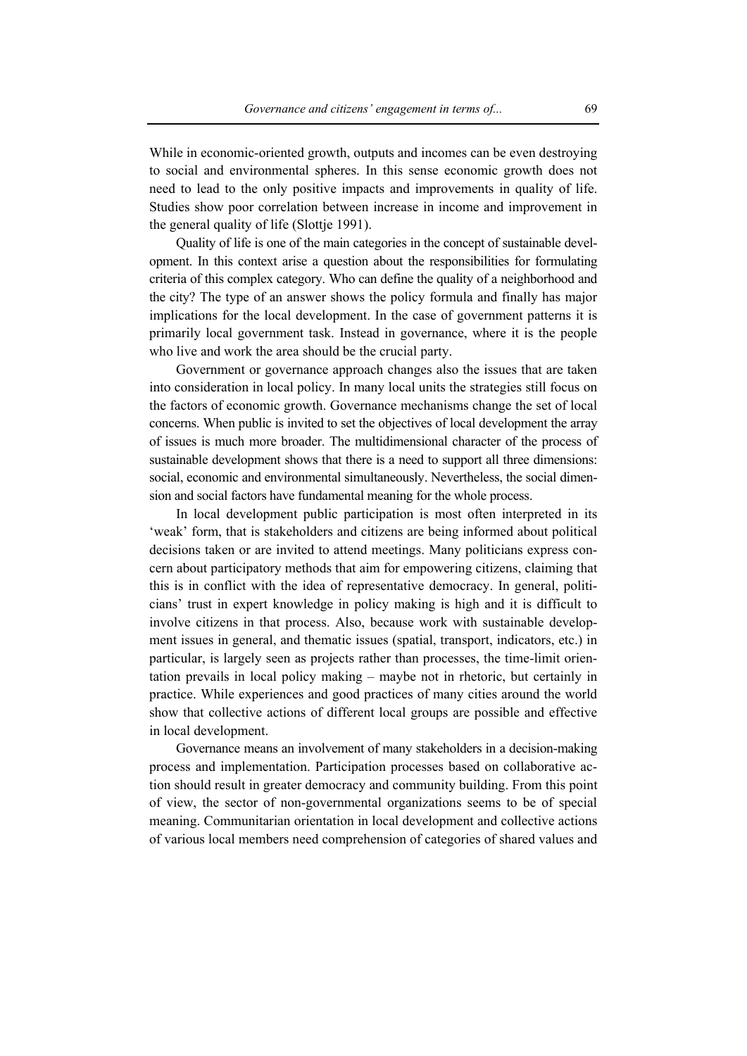While in economic-oriented growth, outputs and incomes can be even destroying to social and environmental spheres. In this sense economic growth does not need to lead to the only positive impacts and improvements in quality of life. Studies show poor correlation between increase in income and improvement in the general quality of life (Slottje 1991).

Quality of life is one of the main categories in the concept of sustainable development. In this context arise a question about the responsibilities for formulating criteria of this complex category. Who can define the quality of a neighborhood and the city? The type of an answer shows the policy formula and finally has major implications for the local development. In the case of government patterns it is primarily local government task. Instead in governance, where it is the people who live and work the area should be the crucial party.

Government or governance approach changes also the issues that are taken into consideration in local policy. In many local units the strategies still focus on the factors of economic growth. Governance mechanisms change the set of local concerns. When public is invited to set the objectives of local development the array of issues is much more broader. The multidimensional character of the process of sustainable development shows that there is a need to support all three dimensions: social, economic and environmental simultaneously. Nevertheless, the social dimension and social factors have fundamental meaning for the whole process.

In local development public participation is most often interpreted in its 'weak' form, that is stakeholders and citizens are being informed about political decisions taken or are invited to attend meetings. Many politicians express concern about participatory methods that aim for empowering citizens, claiming that this is in conflict with the idea of representative democracy. In general, politicians' trust in expert knowledge in policy making is high and it is difficult to involve citizens in that process. Also, because work with sustainable development issues in general, and thematic issues (spatial, transport, indicators, etc.) in particular, is largely seen as projects rather than processes, the time-limit orientation prevails in local policy making – maybe not in rhetoric, but certainly in practice. While experiences and good practices of many cities around the world show that collective actions of different local groups are possible and effective in local development.

Governance means an involvement of many stakeholders in a decision-making process and implementation. Participation processes based on collaborative action should result in greater democracy and community building. From this point of view, the sector of non-governmental organizations seems to be of special meaning. Communitarian orientation in local development and collective actions of various local members need comprehension of categories of shared values and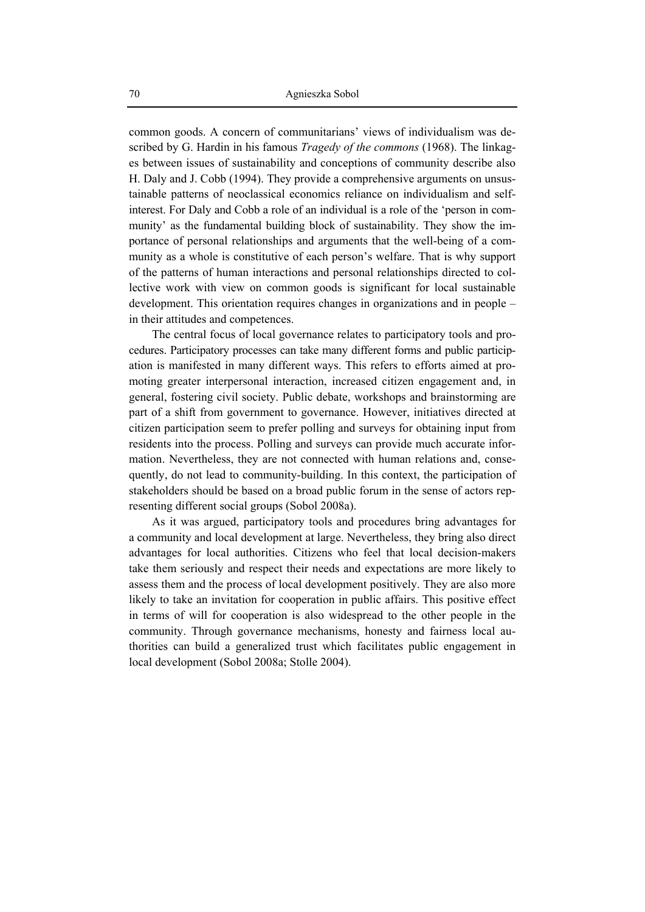common goods. A concern of communitarians' views of individualism was described by G. Hardin in his famous *Tragedy of the commons* (1968). The linkages between issues of sustainability and conceptions of community describe also H. Daly and J. Cobb (1994). They provide a comprehensive arguments on unsustainable patterns of neoclassical economics reliance on individualism and self-interest. For Daly and Cobb a role of an individual is a role of the 'person in community' as the fundamental building block of sustainability. They show the importance of personal relationships and arguments that the well-being of a community as a whole is constitutive of each person's welfare. That is why support of the patterns of human interactions and personal relationships directed to collective work with view on common goods is significant for local sustainable development. This orientation requires changes in organizations and in people – in their attitudes and competences.

The central focus of local governance relates to participatory tools and procedures. Participatory processes can take many different forms and public participation is manifested in many different ways. This refers to efforts aimed at promoting greater interpersonal interaction, increased citizen engagement and, in general, fostering civil society. Public debate, workshops and brainstorming are part of a shift from government to governance. However, initiatives directed at citizen participation seem to prefer polling and surveys for obtaining input from residents into the process. Polling and surveys can provide much accurate information. Nevertheless, they are not connected with human relations and, consequently, do not lead to community-building. In this context, the participation of stakeholders should be based on a broad public forum in the sense of actors representing different social groups (Sobol 2008a).

As it was argued, participatory tools and procedures bring advantages for a community and local development at large. Nevertheless, they bring also direct advantages for local authorities. Citizens who feel that local decision-makers take them seriously and respect their needs and expectations are more likely to assess them and the process of local development positively. They are also more likely to take an invitation for cooperation in public affairs. This positive effect in terms of will for cooperation is also widespread to the other people in the community. Through governance mechanisms, honesty and fairness local authorities can build a generalized trust which facilitates public engagement in local development (Sobol 2008a; Stolle 2004).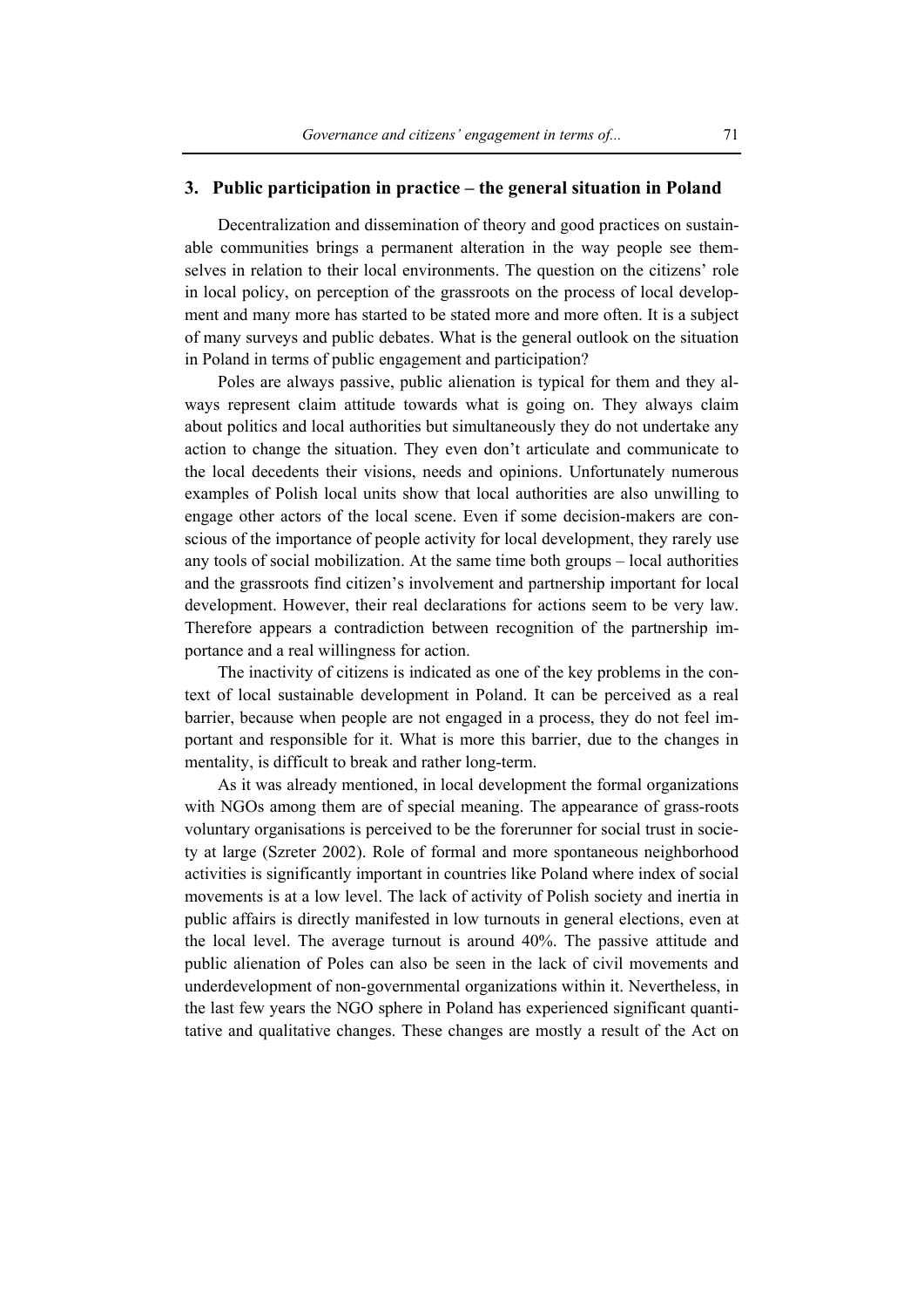## 3. Public participation in practice – the general situation in Poland

Decentralization and dissemination of theory and good practices on sustainable communities brings a permanent alteration in the way people see themselves in relation to their local environments. The question on the citizens' role in local policy, on perception of the grassroots on the process of local development and many more has started to be stated more and more often. It is a subject of many surveys and public debates. What is the general outlook on the situation in Poland in terms of public engagement and participation?

Poles are always passive, public alienation is typical for them and they always represent claim attitude towards what is going on. They always claim about politics and local authorities but simultaneously they do not undertake any action to change the situation. They even don't articulate and communicate to the local decedents their visions, needs and opinions. Unfortunately numerous examples of Polish local units show that local authorities are also unwilling to engage other actors of the local scene. Even if some decision-makers are conscious of the importance of people activity for local development, they rarely use any tools of social mobilization. At the same time both groups – local authorities and the grassroots find citizen's involvement and partnership important for local development. However, their real declarations for actions seem to be very law. Therefore appears a contradiction between recognition of the partnership importance and a real willingness for action.

The inactivity of citizens is indicated as one of the key problems in the context of local sustainable development in Poland. It can be perceived as a real barrier, because when people are not engaged in a process, they do not feel important and responsible for it. What is more this barrier, due to the changes in mentality, is difficult to break and rather long-term.

As it was already mentioned, in local development the formal organizations with NGOs among them are of special meaning. The appearance of grass-roots voluntary organisations is perceived to be the forerunner for social trust in society at large (Szreter 2002). Role of formal and more spontaneous neighborhood activities is significantly important in countries like Poland where index of social movements is at a low level. The lack of activity of Polish society and inertia in public affairs is directly manifested in low turnouts in general elections, even at the local level. The average turnout is around 40%. The passive attitude and public alienation of Poles can also be seen in the lack of civil movements and underdevelopment of non-governmental organizations within it. Nevertheless, in the last few years the NGO sphere in Poland has experienced significant quantitative and qualitative changes. These changes are mostly a result of the Act on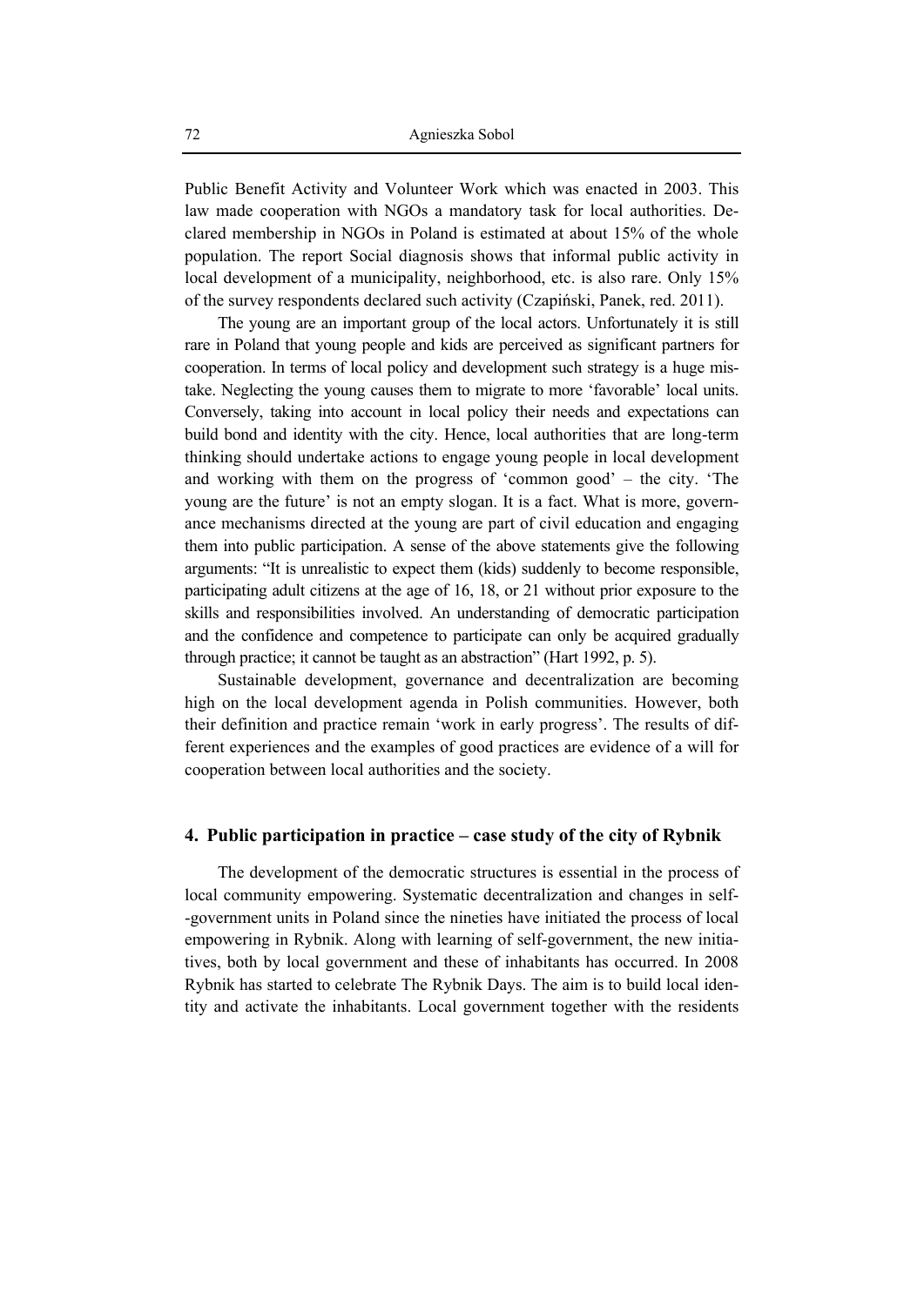Public Benefit Activity and Volunteer Work which was enacted in 2003. This law made cooperation with NGOs a mandatory task for local authorities. Declared membership in NGOs in Poland is estimated at about 15% of the whole population. The report Social diagnosis shows that informal public activity in local development of a municipality, neighborhood, etc. is also rare. Only 15% of the survey respondents declared such activity (Czapiński, Panek, red. 2011).

The young are an important group of the local actors. Unfortunately it is still rare in Poland that young people and kids are perceived as significant partners for cooperation. In terms of local policy and development such strategy is a huge mistake. Neglecting the young causes them to migrate to more 'favorable' local units. Conversely, taking into account in local policy their needs and expectations can build bond and identity with the city. Hence, local authorities that are long-term thinking should undertake actions to engage young people in local development and working with them on the progress of 'common good' – the city. 'The young are the future' is not an empty slogan. It is a fact. What is more, governance mechanisms directed at the young are part of civil education and engaging them into public participation. A sense of the above statements give the following arguments: "It is unrealistic to expect them (kids) suddenly to become responsible, participating adult citizens at the age of 16, 18, or 21 without prior exposure to the skills and responsibilities involved. An understanding of democratic participation and the confidence and competence to participate can only be acquired gradually through practice; it cannot be taught as an abstraction" (Hart 1992, p. 5).

Sustainable development, governance and decentralization are becoming high on the local development agenda in Polish communities. However, both their definition and practice remain 'work in early progress'. The results of different experiences and the examples of good practices are evidence of a will for cooperation between local authorities and the society.

## 4. Public participation in practice – case study of the city of Rybnik

The development of the democratic structures is essential in the process of local community empowering. Systematic decentralization and changes in self-government units in Poland since the nineties have initiated the process of local empowering in Rybnik. Along with learning of self-government, the new initiatives, both by local government and these of inhabitants has occurred. In 2008 Rybnik has started to celebrate The Rybnik Days. The aim is to build local identity and activate the inhabitants. Local government together with the residents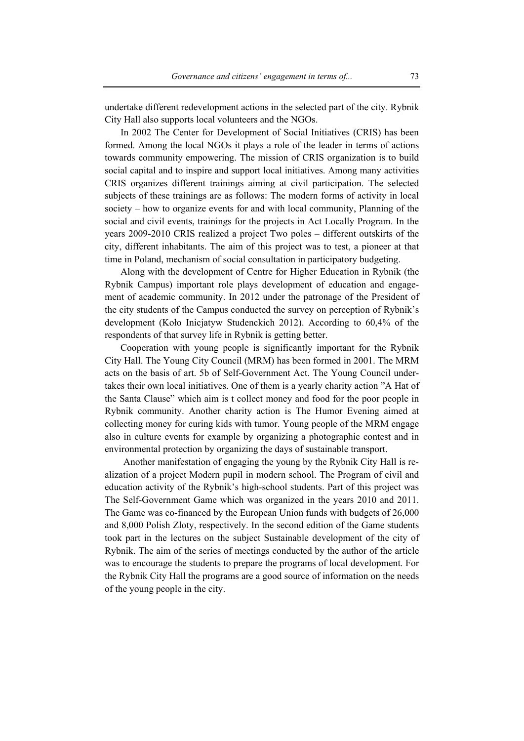undertake different redevelopment actions in the selected part of the city. Rybnik City Hall also supports local volunteers and the NGOs.

In 2002 The Center for Development of Social Initiatives (CRIS) has been formed. Among the local NGOs it plays a role of the leader in terms of actions towards community empowering. The mission of CRIS organization is to build social capital and to inspire and support local initiatives. Among many activities CRIS organizes different trainings aiming at civil participation. The selected subjects of these trainings are as follows: The modern forms of activity in local society – how to organize events for and with local community, Planning of the social and civil events, trainings for the projects in Act Locally Program. In the years 2009-2010 CRIS realized a project Two poles – different outskirts of the city, different inhabitants. The aim of this project was to test, a pioneer at that time in Poland, mechanism of social consultation in participatory budgeting.

Along with the development of Centre for Higher Education in Rybnik (the Rybnik Campus) important role plays development of education and engagement of academic community. In 2012 under the patronage of the President of the city students of the Campus conducted the survey on perception of Rybnik's development (Koło Inicjatyw Studenckich 2012). According to 60,4% of the respondents of that survey life in Rybnik is getting better.

Cooperation with young people is significantly important for the Rybnik City Hall. The Young City Council (MRM) has been formed in 2001. The MRM acts on the basis of art. 5b of Self-Government Act. The Young Council undertakes their own local initiatives. One of them is a yearly charity action "A Hat of the Santa Clause" which aim is t collect money and food for the poor people in Rybnik community. Another charity action is The Humor Evening aimed at collecting money for curing kids with tumor. Young people of the MRM engage also in culture events for example by organizing a photographic contest and in environmental protection by organizing the days of sustainable transport.

Another manifestation of engaging the young by the Rybnik City Hall is realization of a project Modern pupil in modern school. The Program of civil and education activity of the Rybnik's high-school students. Part of this project was The Self-Government Game which was organized in the years 2010 and 2011. The Game was co-financed by the European Union funds with budgets of 26,000 and 8,000 Polish Zloty, respectively. In the second edition of the Game students took part in the lectures on the subject Sustainable development of the city of Rybnik. The aim of the series of meetings conducted by the author of the article was to encourage the students to prepare the programs of local development. For the Rybnik City Hall the programs are a good source of information on the needs of the young people in the city.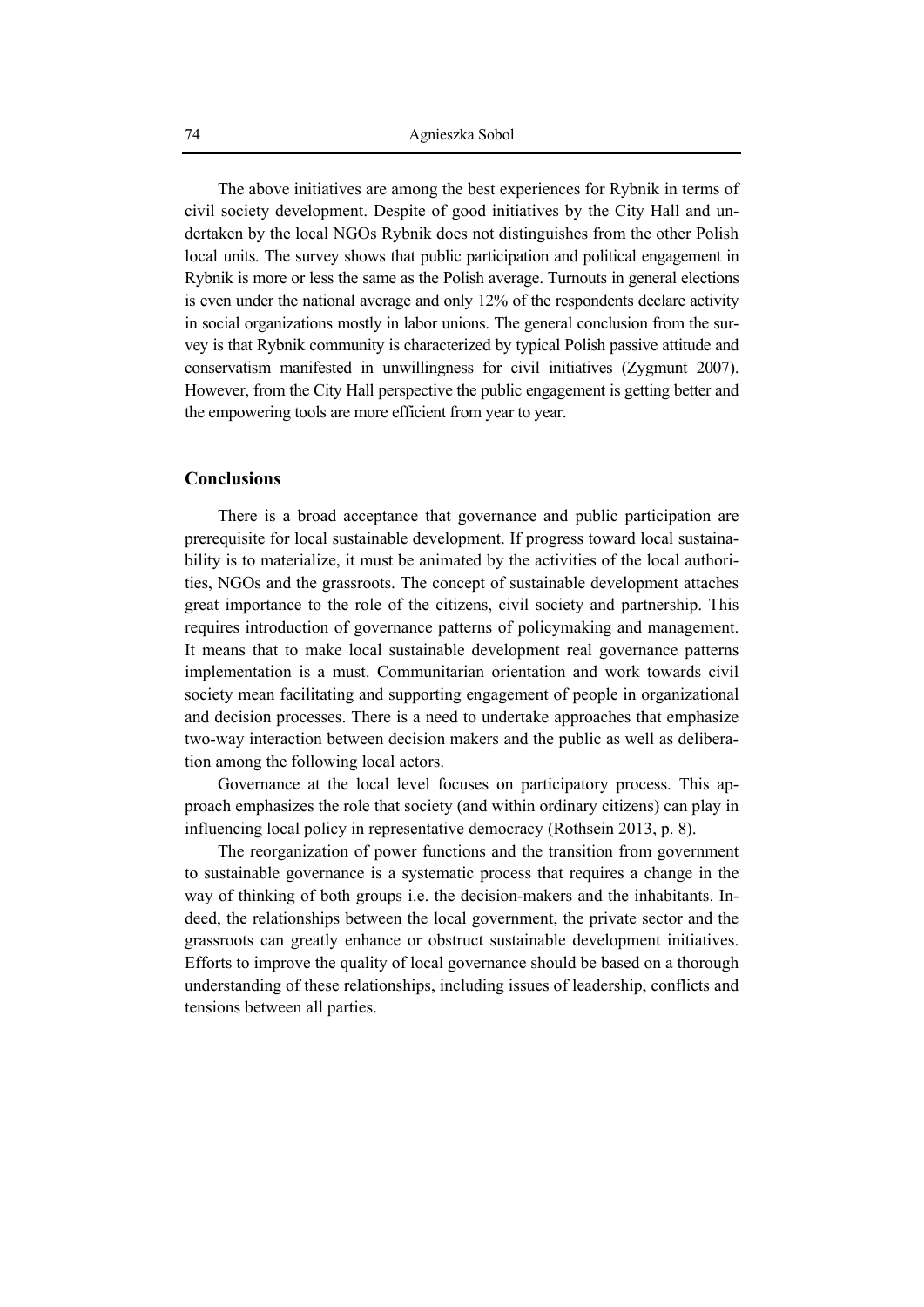The above initiatives are among the best experiences for Rybnik in terms of civil society development. Despite of good initiatives by the City Hall and undertaken by the local NGOs Rybnik does not distinguishes from the other Polish local units. The survey shows that public participation and political engagement in Rybnik is more or less the same as the Polish average. Turnouts in general elections is even under the national average and only 12% of the respondents declare activity in social organizations mostly in labor unions. The general conclusion from the survey is that Rybnik community is characterized by typical Polish passive attitude and conservatism manifested in unwillingness for civil initiatives (Zygmunt 2007). However, from the City Hall perspective the public engagement is getting better and the empowering tools are more efficient from year to year.

## Conclusions

There is a broad acceptance that governance and public participation are prerequisite for local sustainable development. If progress toward local sustainability is to materialize, it must be animated by the activities of the local authorities, NGOs and the grassroots. The concept of sustainable development attaches great importance to the role of the citizens, civil society and partnership. This requires introduction of governance patterns of policymaking and management. It means that to make local sustainable development real governance patterns implementation is a must. Communitarian orientation and work towards civil society mean facilitating and supporting engagement of people in organizational and decision processes. There is a need to undertake approaches that emphasize two-way interaction between decision makers and the public as well as deliberation among the following local actors.

Governance at the local level focuses on participatory process. This approach emphasizes the role that society (and within ordinary citizens) can play in influencing local policy in representative democracy (Rothsein 2013, p. 8).

The reorganization of power functions and the transition from government to sustainable governance is a systematic process that requires a change in the way of thinking of both groups i.e. the decision-makers and the inhabitants. Indeed, the relationships between the local government, the private sector and the grassroots can greatly enhance or obstruct sustainable development initiatives. Efforts to improve the quality of local governance should be based on a thorough understanding of these relationships, including issues of leadership, conflicts and tensions between all parties.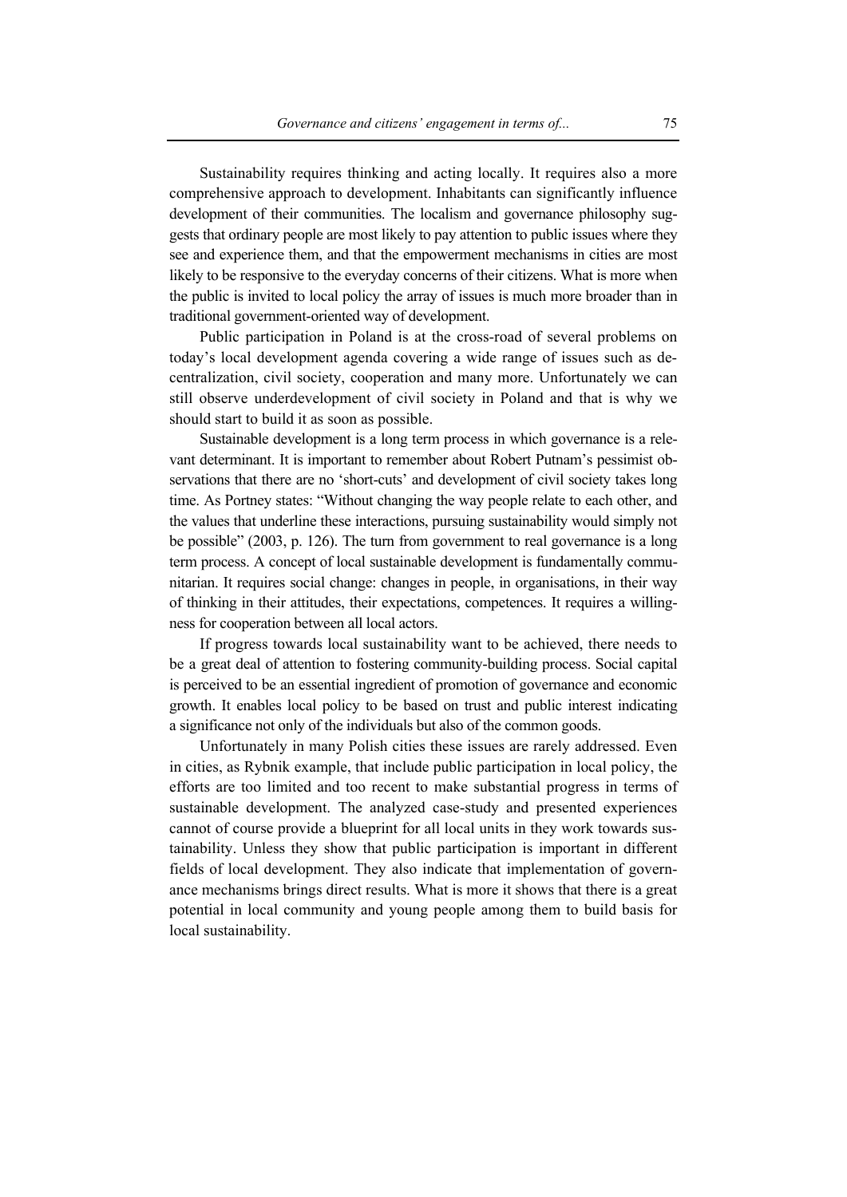Sustainability requires thinking and acting locally. It requires also a more comprehensive approach to development. Inhabitants can significantly influence development of their communities. The localism and governance philosophy suggests that ordinary people are most likely to pay attention to public issues where they see and experience them, and that the empowerment mechanisms in cities are most likely to be responsive to the everyday concerns of their citizens. What is more when the public is invited to local policy the array of issues is much more broader than in traditional government-oriented way of development.

Public participation in Poland is at the cross-road of several problems on today's local development agenda covering a wide range of issues such as decentralization, civil society, cooperation and many more. Unfortunately we can still observe underdevelopment of civil society in Poland and that is why we should start to build it as soon as possible.

Sustainable development is a long term process in which governance is a relevant determinant. It is important to remember about Robert Putnam's pessimist observations that there are no 'short-cuts' and development of civil society takes long time. As Portney states: "Without changing the way people relate to each other, and the values that underline these interactions, pursuing sustainability would simply not be possible" (2003, p. 126). The turn from government to real governance is a long term process. A concept of local sustainable development is fundamentally communitarian. It requires social change: changes in people, in organisations, in their way of thinking in their attitudes, their expectations, competences. It requires a willingness for cooperation between all local actors.

If progress towards local sustainability want to be achieved, there needs to be a great deal of attention to fostering community-building process. Social capital is perceived to be an essential ingredient of promotion of governance and economic growth. It enables local policy to be based on trust and public interest indicating a significance not only of the individuals but also of the common goods.

Unfortunately in many Polish cities these issues are rarely addressed. Even in cities, as Rybnik example, that include public participation in local policy, the efforts are too limited and too recent to make substantial progress in terms of sustainable development. The analyzed case-study and presented experiences cannot of course provide a blueprint for all local units in they work towards sustainability. Unless they show that public participation is important in different fields of local development. They also indicate that implementation of governance mechanisms brings direct results. What is more it shows that there is a great potential in local community and young people among them to build basis for local sustainability.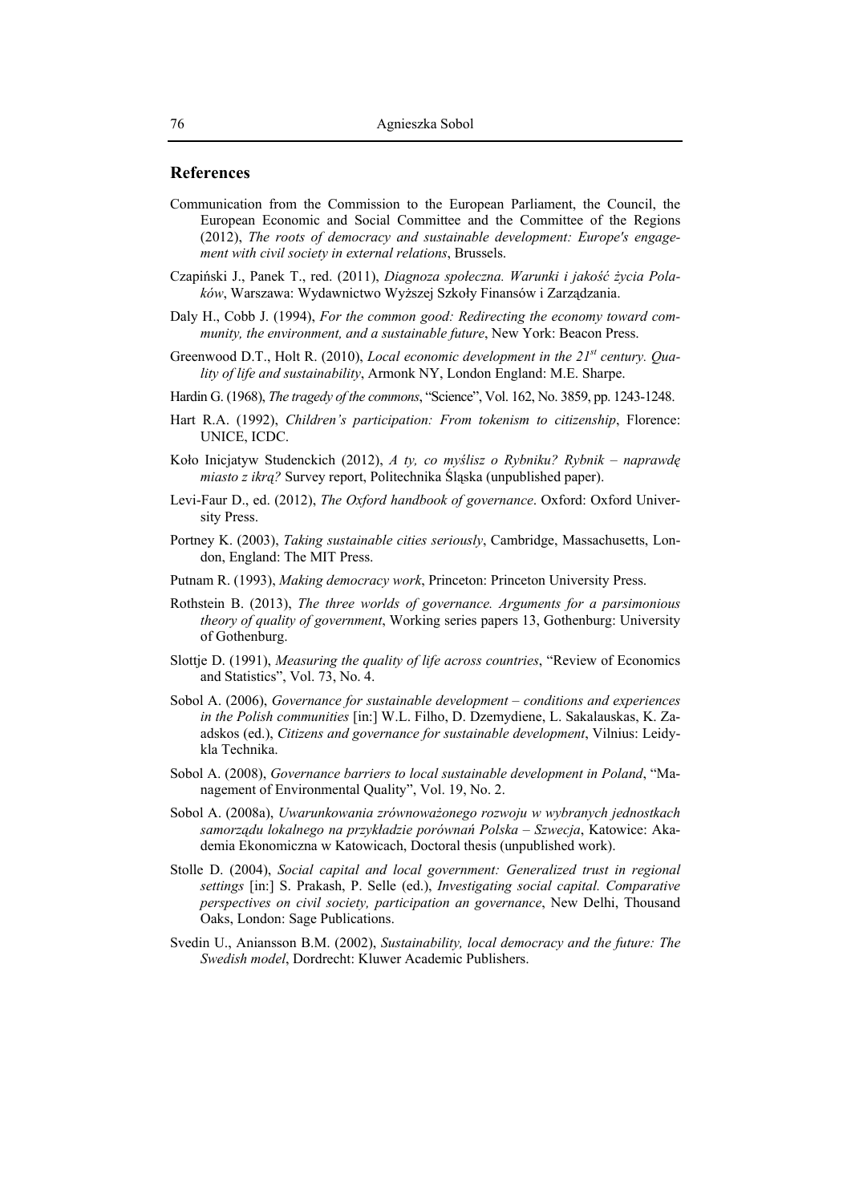## References

Communication from the Commission to the European Parliament, the Council, the European Economic and Social Committee and the Committee of the Regions (2012), *The roots of democracy and sustainable development: Europe's engagement with civil society in external relations*, Brussels.

Czapiński J., Panek T., red. (2011), *Diagnoza społeczna. Warunki i jakość życia Polaków*, Warszawa: Wydawnictwo Wyższej Szkoły Finansów i Zarządzania.

Daly H., Cobb J. (1994), *For the common good: Redirecting the economy toward community, the environment, and a sustainable future*, New York: Beacon Press.

Greenwood D.T., Holt R. (2010), *Local economic development in the 21st century. Quality of life and sustainability*, Armonk NY, London England: M.E. Sharpe.

Hardin G. (1968), *The tragedy of the commons*, "Science", Vol. 162, No. 3859, pp. 1243-1248.

Hart R.A. (1992), *Children's participation: From tokenism to citizenship*, Florence: UNICE, ICDC.

Koło Inicjatyw Studenckich (2012), *A ty, co myślisz o Rybniku? Rybnik – naprawdę miasto z ikrą?* Survey report, Politechnika Śląska (unpublished paper).

Levi-Faur D., ed. (2012), *The Oxford handbook of governance*. Oxford: Oxford University Press.

Portney K. (2003), *Taking sustainable cities seriously*, Cambridge, Massachusetts, London, England: The MIT Press.

Putnam R. (1993), *Making democracy work*, Princeton: Princeton University Press.

Rothstein B. (2013), *The three worlds of governance. Arguments for a parsimonious theory of quality of government*, Working series papers 13, Gothenburg: University of Gothenburg.

Slottje D. (1991), *Measuring the quality of life across countries*, "Review of Economics and Statistics", Vol. 73, No. 4.

Sobol A. (2006), *Governance for sustainable development – conditions and experiences in the Polish communities* [in:] W.L. Filho, D. Dzemydiene, L. Sakalauskas, K. Zaadskos (ed.), *Citizens and governance for sustainable development*, Vilnius: Leidykla Technika.

Sobol A. (2008), *Governance barriers to local sustainable development in Poland*, "Management of Environmental Quality", Vol. 19, No. 2.

Sobol A. (2008a), *Uwarunkowania zrównoważonego rozwoju w wybranych jednostkach samorządu lokalnego na przykładzie porównań Polska – Szwecja*, Katowice: Akademia Ekonomiczna w Katowicach, Doctoral thesis (unpublished work).

Stolle D. (2004), *Social capital and local government: Generalized trust in regional settings* [in:] S. Prakash, P. Selle (ed.), *Investigating social capital. Comparative perspectives on civil society, participation an governance*, New Delhi, Thousand Oaks, London: Sage Publications.

Svedin U., Aniansson B.M. (2002), *Sustainability, local democracy and the future: The Swedish model*, Dordrecht: Kluwer Academic Publishers.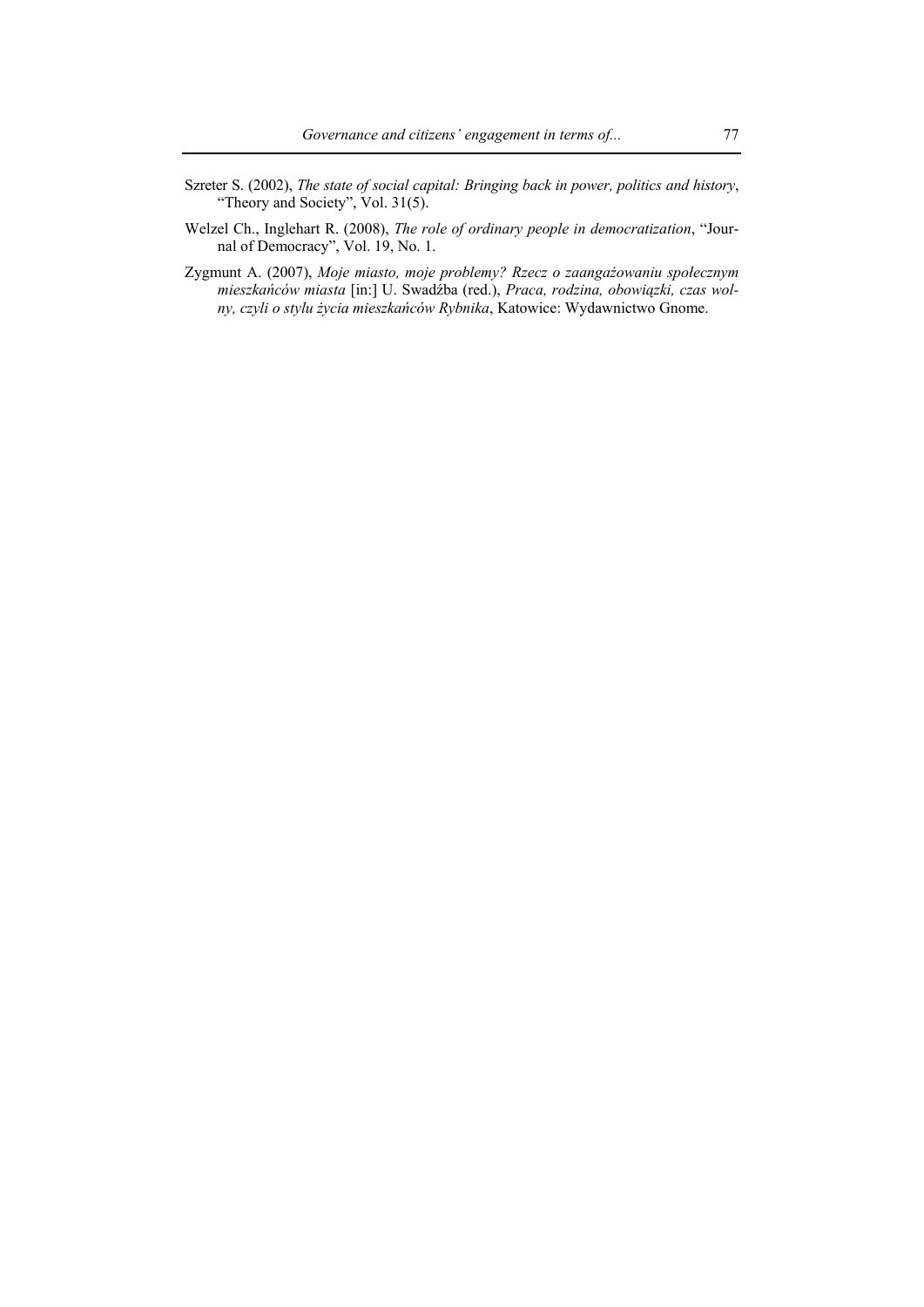Szreter S. (2002), *The state of social capital: Bringing back in power, politics and history*, "Theory and Society", Vol. 31(5).

Welzel Ch., Inglehart R. (2008), *The role of ordinary people in democratization*, "Journal of Democracy", Vol. 19, No. 1.

Zygmunt A. (2007), *Moje miasto, moje problemy? Rzecz o zaangażowaniu społecznym mieszkańców miasta* [in:] U. Swadźba (red.), *Praca, rodzina, obowiązki, czas wolny, czyli o stylu życia mieszkańców Rybnika*, Katowice: Wydawnictwo Gnome.